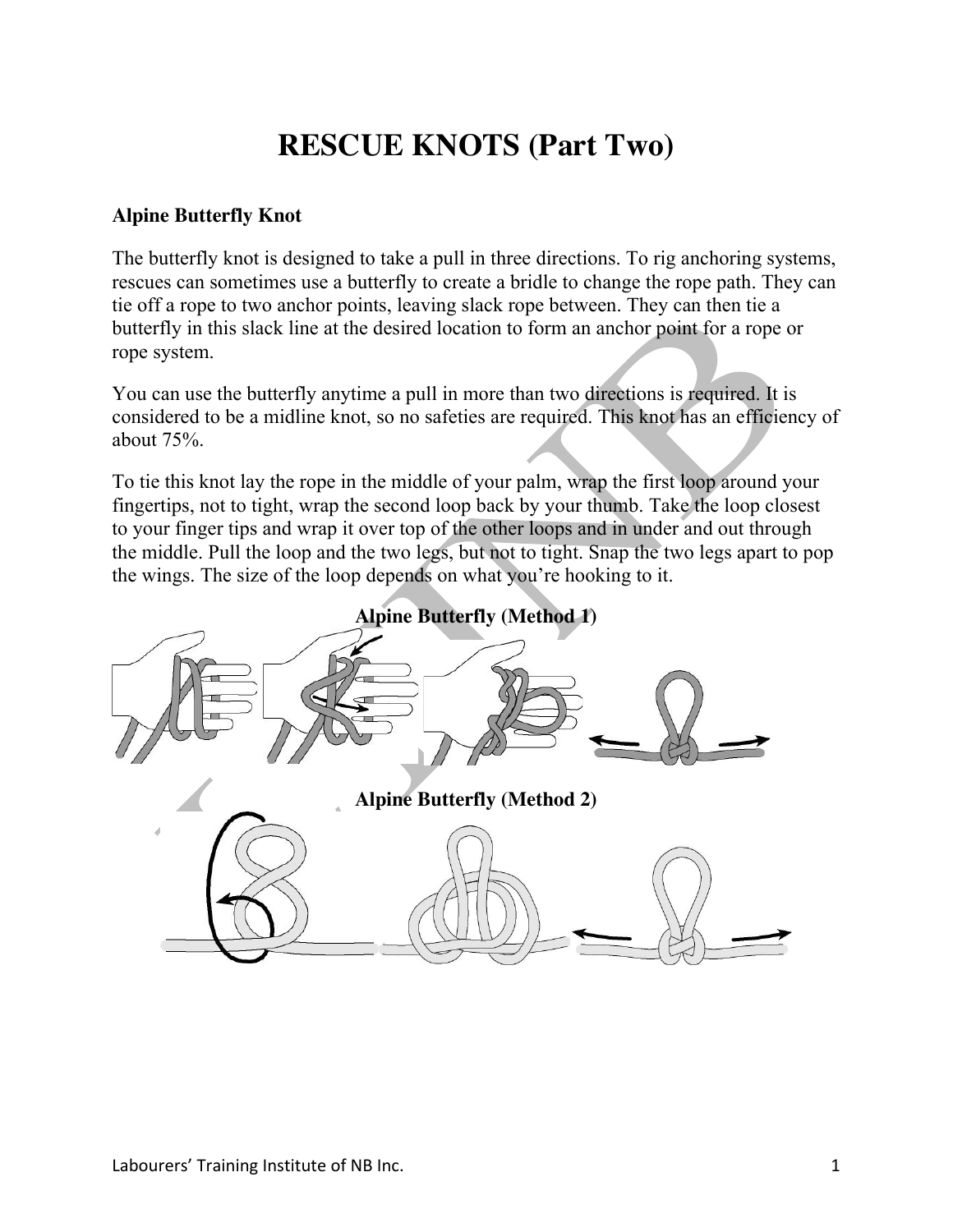# RESCUE KNOTS (Part Two)

**Alpine Butterfly Knot**

The butterfly knot is designed to take a pull in three directions. To rig anchoring systems, rescues can sometimes use a butterfly to create a bridle to change the rope path. They can tie off a rope to two anchor points, leaving slack rope between. They can then tie a butterfly in this slack line at the desired location to form an anchor point for a rope or rope system.

You can use the butterfly anytime a pull in more than two directions is required. It is considered to be a midline knot, so no safeties are required. This knot has an efficiency of about 75%.

To tie this knot lay the rope in the middle of your palm, wrap the first loop around your fingertips, not to tight, wrap the second loop back by your thumb. Take the loop closest to your finger tips and wrap it over top of the other loops and in under and out through the middle. Pull the loop and the two legs, but not to tight. Snap the two legs apart to pop the wings. The size of the loop depends on what you're hooking to it.

**Alpine Butterfly (Method 1)**

**Alpine Butterfly (Method 2)**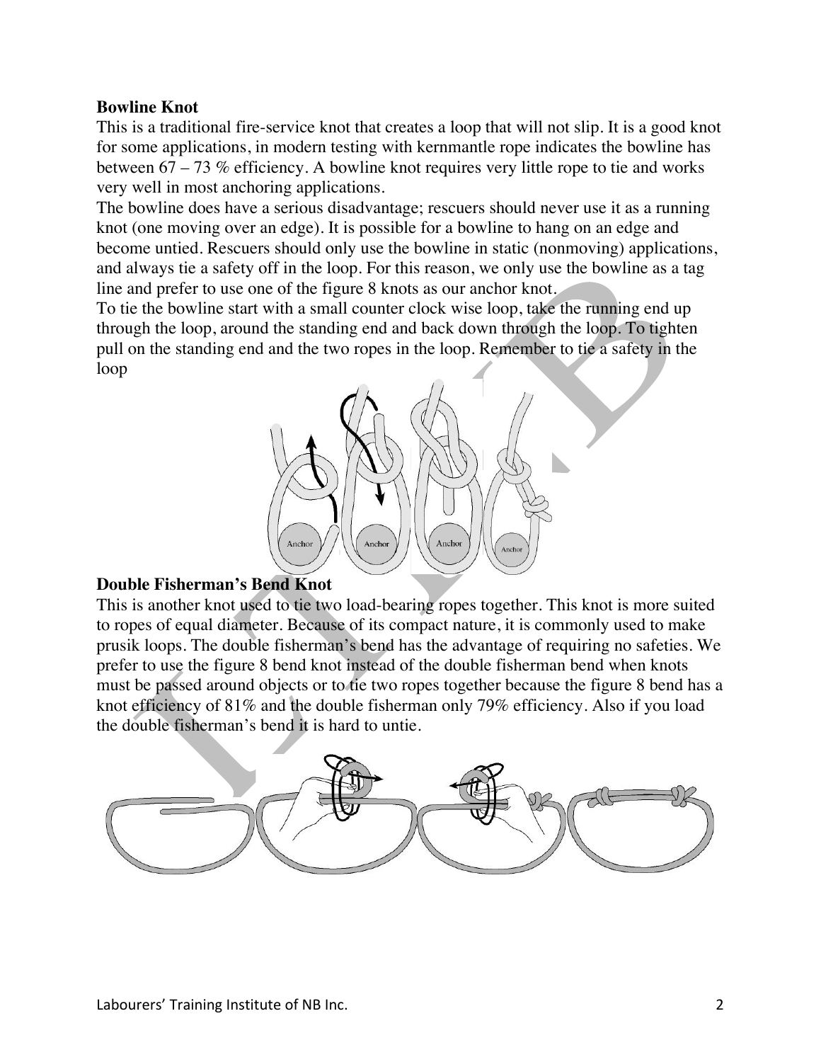**Bowline Knot**

This is a traditional fire-service knot that creates a loop that will not slip. It is a good knot for some applications, in modern testing with kernmantle rope indicates the bowline has between 67 – 73 % efficiency. A bowline knot requires very little rope to tie and works very well in most anchoring applications.

The bowline does have a serious disadvantage; rescuers should never use it as a running knot (one moving over an edge). It is possible for a bowline to hang on an edge and become untied. Rescuers should only use the bowline in static (nonmoving) applications, and always tie a safety off in the loop. For this reason, we only use the bowline as a tag line and prefer to use one of the figure 8 knots as our anchor knot.

To tie the bowline start with a small counter clock wise loop, take the running end up through the loop, around the standing end and back down through the loop. To tighten pull on the standing end and the two ropes in the loop. Remember to tie a safety in the loop

Anchor
Anchor
Anchor
Anchor

**Double Fisherman's Bend Knot**

This is another knot used to tie two load-bearing ropes together. This knot is more suited to ropes of equal diameter. Because of its compact nature, it is commonly used to make prusik loops. The double fisherman's bend has the advantage of requiring no safeties. We prefer to use the figure 8 bend knot instead of the double fisherman bend when knots must be passed around objects or to tie two ropes together because the figure 8 bend has a knot efficiency of 81% and the double fisherman only 79% efficiency. Also if you load the double fisherman's bend it is hard to untie.